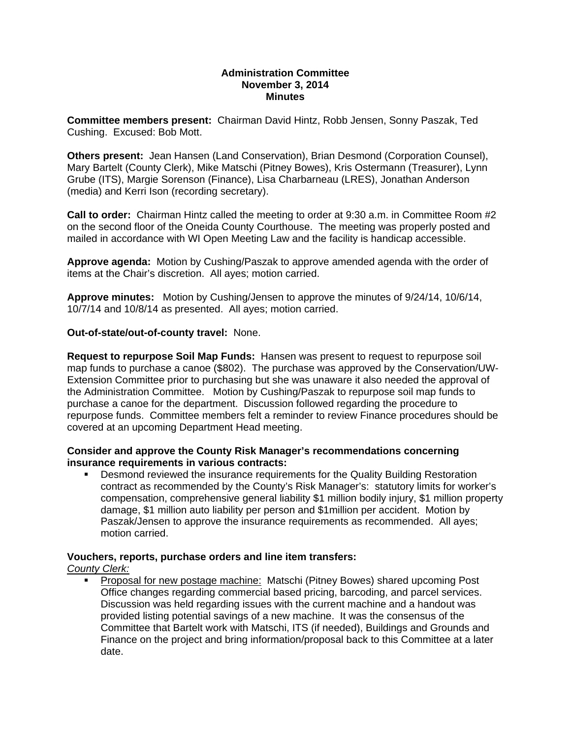**Administration Committee**
**November 3, 2014**
**Minutes**

**Committee members present:** Chairman David Hintz, Robb Jensen, Sonny Paszak, Ted Cushing. Excused: Bob Mott.

**Others present:** Jean Hansen (Land Conservation), Brian Desmond (Corporation Counsel), Mary Bartelt (County Clerk), Mike Matschi (Pitney Bowes), Kris Ostermann (Treasurer), Lynn Grube (ITS), Margie Sorenson (Finance), Lisa Charbarneau (LRES), Jonathan Anderson (media) and Kerri Ison (recording secretary).

**Call to order:** Chairman Hintz called the meeting to order at 9:30 a.m. in Committee Room #2 on the second floor of the Oneida County Courthouse. The meeting was properly posted and mailed in accordance with WI Open Meeting Law and the facility is handicap accessible.

**Approve agenda:** Motion by Cushing/Paszak to approve amended agenda with the order of items at the Chair's discretion. All ayes; motion carried.

**Approve minutes:** Motion by Cushing/Jensen to approve the minutes of 9/24/14, 10/6/14, 10/7/14 and 10/8/14 as presented. All ayes; motion carried.

**Out-of-state/out-of-county travel:** None.

**Request to repurpose Soil Map Funds:** Hansen was present to request to repurpose soil map funds to purchase a canoe ($802). The purchase was approved by the Conservation/UW-Extension Committee prior to purchasing but she was unaware it also needed the approval of the Administration Committee. Motion by Cushing/Paszak to repurpose soil map funds to purchase a canoe for the department. Discussion followed regarding the procedure to repurpose funds. Committee members felt a reminder to review Finance procedures should be covered at an upcoming Department Head meeting.

**Consider and approve the County Risk Manager's recommendations concerning insurance requirements in various contracts:**

- Desmond reviewed the insurance requirements for the Quality Building Restoration contract as recommended by the County's Risk Manager's: statutory limits for worker's compensation, comprehensive general liability $1 million bodily injury, $1 million property damage, $1 million auto liability per person and $1million per accident. Motion by Paszak/Jensen to approve the insurance requirements as recommended. All ayes; motion carried.

**Vouchers, reports, purchase orders and line item transfers:**

*County Clerk:*

- Proposal for new postage machine: Matschi (Pitney Bowes) shared upcoming Post Office changes regarding commercial based pricing, barcoding, and parcel services. Discussion was held regarding issues with the current machine and a handout was provided listing potential savings of a new machine. It was the consensus of the Committee that Bartelt work with Matschi, ITS (if needed), Buildings and Grounds and Finance on the project and bring information/proposal back to this Committee at a later date.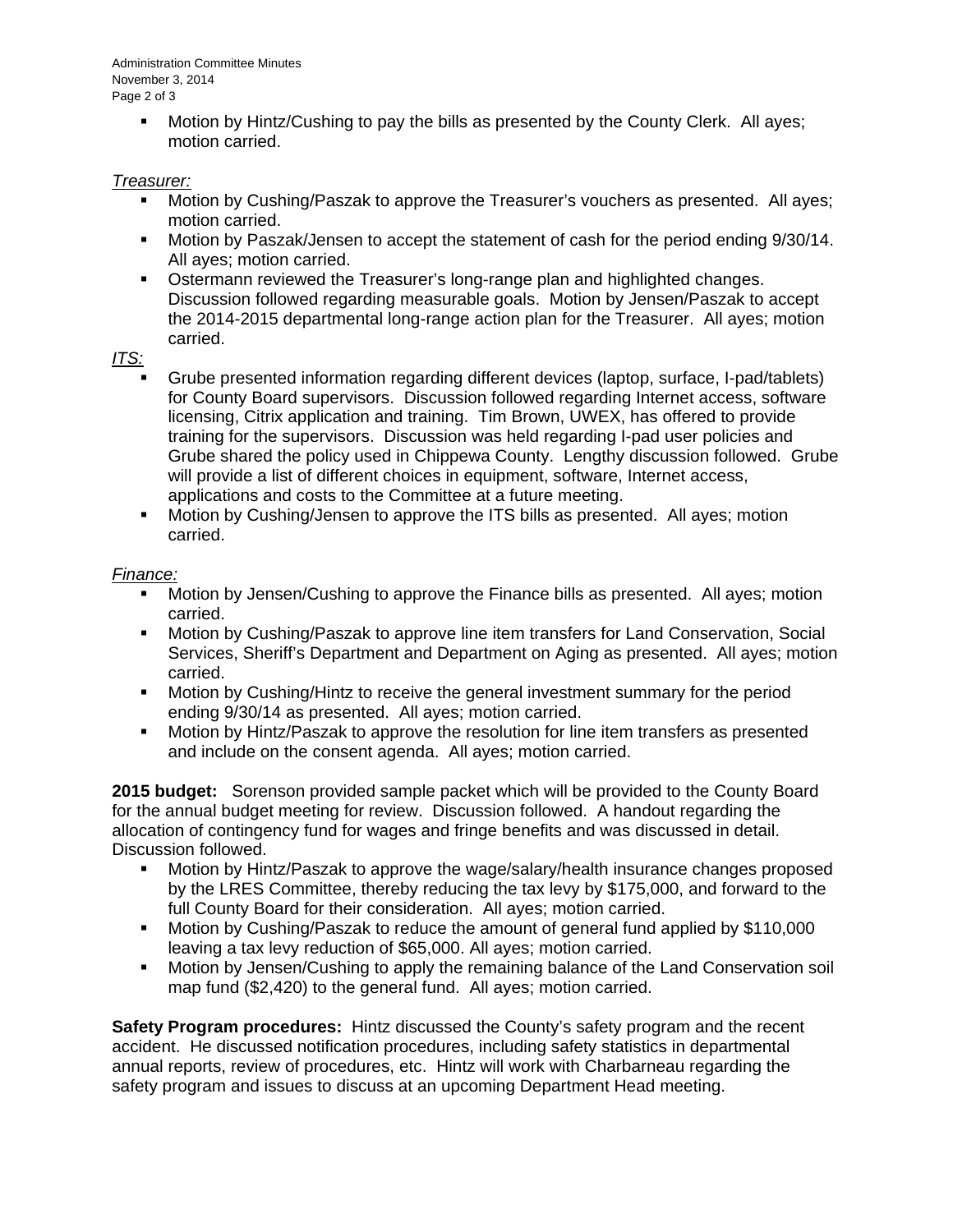- Motion by Hintz/Cushing to pay the bills as presented by the County Clerk. All ayes; motion carried.

*Treasurer:*

- Motion by Cushing/Paszak to approve the Treasurer's vouchers as presented. All ayes; motion carried.
- Motion by Paszak/Jensen to accept the statement of cash for the period ending 9/30/14. All ayes; motion carried.
- Ostermann reviewed the Treasurer's long-range plan and highlighted changes. Discussion followed regarding measurable goals. Motion by Jensen/Paszak to accept the 2014-2015 departmental long-range action plan for the Treasurer. All ayes; motion carried.

*ITS:*

- Grube presented information regarding different devices (laptop, surface, I-pad/tablets) for County Board supervisors. Discussion followed regarding Internet access, software licensing, Citrix application and training. Tim Brown, UWEX, has offered to provide training for the supervisors. Discussion was held regarding I-pad user policies and Grube shared the policy used in Chippewa County. Lengthy discussion followed. Grube will provide a list of different choices in equipment, software, Internet access, applications and costs to the Committee at a future meeting.
- Motion by Cushing/Jensen to approve the ITS bills as presented. All ayes; motion carried.

*Finance:*

- Motion by Jensen/Cushing to approve the Finance bills as presented. All ayes; motion carried.
- Motion by Cushing/Paszak to approve line item transfers for Land Conservation, Social Services, Sheriff's Department and Department on Aging as presented. All ayes; motion carried.
- Motion by Cushing/Hintz to receive the general investment summary for the period ending 9/30/14 as presented. All ayes; motion carried.
- Motion by Hintz/Paszak to approve the resolution for line item transfers as presented and include on the consent agenda. All ayes; motion carried.

**2015 budget:** Sorenson provided sample packet which will be provided to the County Board for the annual budget meeting for review. Discussion followed. A handout regarding the allocation of contingency fund for wages and fringe benefits and was discussed in detail. Discussion followed.

- Motion by Hintz/Paszak to approve the wage/salary/health insurance changes proposed by the LRES Committee, thereby reducing the tax levy by $175,000, and forward to the full County Board for their consideration. All ayes; motion carried.
- Motion by Cushing/Paszak to reduce the amount of general fund applied by $110,000 leaving a tax levy reduction of $65,000. All ayes; motion carried.
- Motion by Jensen/Cushing to apply the remaining balance of the Land Conservation soil map fund ($2,420) to the general fund. All ayes; motion carried.

**Safety Program procedures:** Hintz discussed the County's safety program and the recent accident. He discussed notification procedures, including safety statistics in departmental annual reports, review of procedures, etc. Hintz will work with Charbarneau regarding the safety program and issues to discuss at an upcoming Department Head meeting.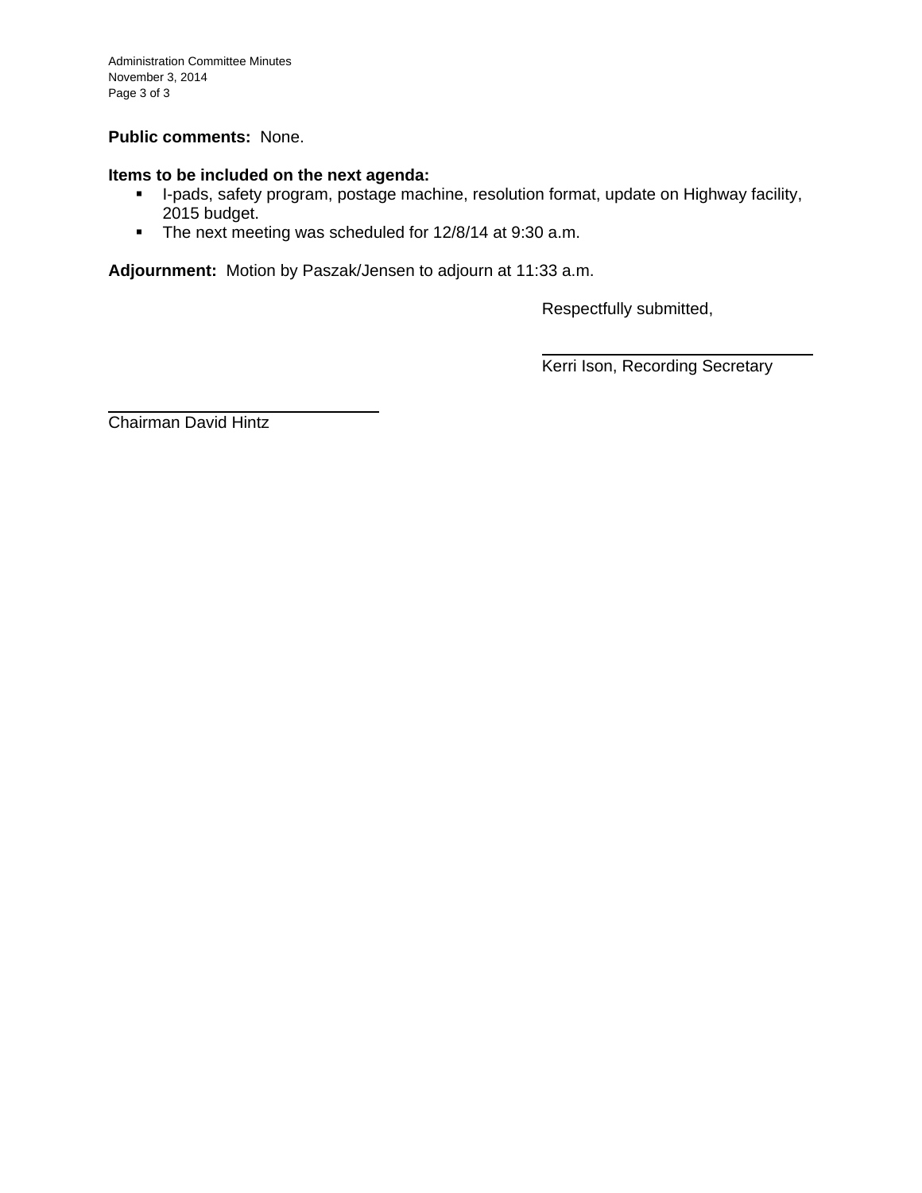**Public comments:** None.

**Items to be included on the next agenda:**

- I-pads, safety program, postage machine, resolution format, update on Highway facility, 2015 budget.
- The next meeting was scheduled for 12/8/14 at 9:30 a.m.

**Adjournment:** Motion by Paszak/Jensen to adjourn at 11:33 a.m.

Respectfully submitted,

\_\_\_\_\_\_\_\_\_\_\_\_\_\_\_\_\_\_\_\_\_\_\_\_\_\_\_\_\_\_
Kerri Ison, Recording Secretary

\_\_\_\_\_\_\_\_\_\_\_\_\_\_\_\_\_\_\_\_\_\_\_\_\_\_\_\_\_\_
Chairman David Hintz